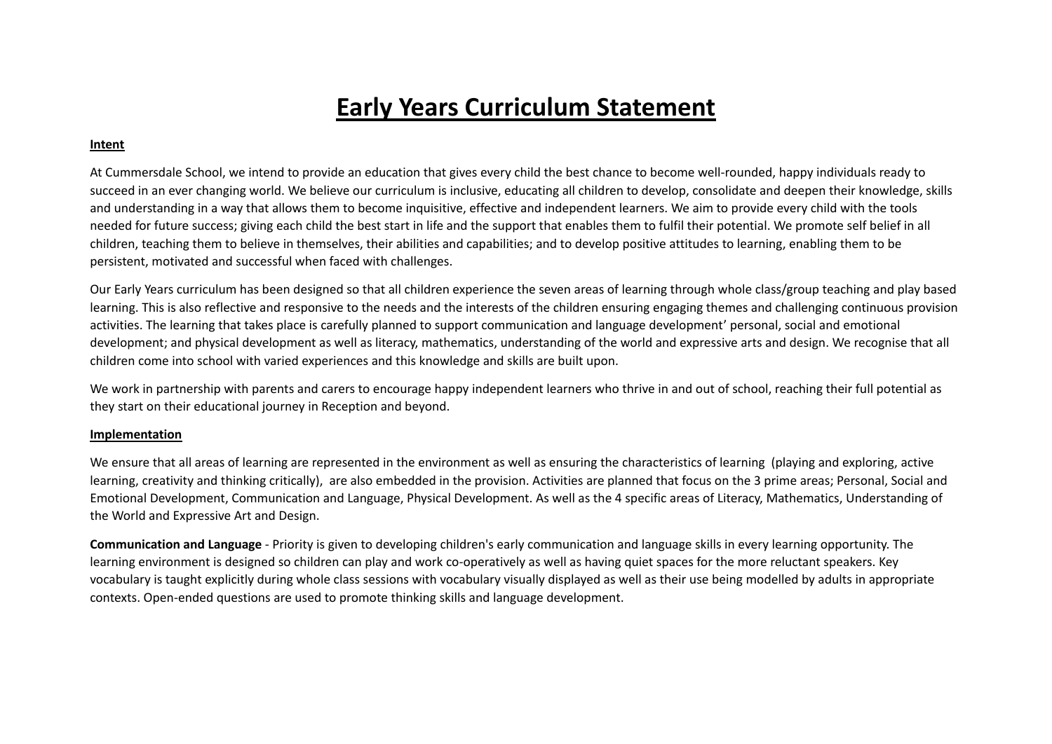# Early Years Curriculum Statement

**Intent**

At Cummersdale School, we intend to provide an education that gives every child the best chance to become well-rounded, happy individuals ready to succeed in an ever changing world. We believe our curriculum is inclusive, educating all children to develop, consolidate and deepen their knowledge, skills and understanding in a way that allows them to become inquisitive, effective and independent learners. We aim to provide every child with the tools needed for future success; giving each child the best start in life and the support that enables them to fulfil their potential. We promote self belief in all children, teaching them to believe in themselves, their abilities and capabilities; and to develop positive attitudes to learning, enabling them to be persistent, motivated and successful when faced with challenges.

Our Early Years curriculum has been designed so that all children experience the seven areas of learning through whole class/group teaching and play based learning. This is also reflective and responsive to the needs and the interests of the children ensuring engaging themes and challenging continuous provision activities. The learning that takes place is carefully planned to support communication and language development' personal, social and emotional development; and physical development as well as literacy, mathematics, understanding of the world and expressive arts and design. We recognise that all children come into school with varied experiences and this knowledge and skills are built upon.

We work in partnership with parents and carers to encourage happy independent learners who thrive in and out of school, reaching their full potential as they start on their educational journey in Reception and beyond.

**Implementation**

We ensure that all areas of learning are represented in the environment as well as ensuring the characteristics of learning (playing and exploring, active learning, creativity and thinking critically), are also embedded in the provision. Activities are planned that focus on the 3 prime areas; Personal, Social and Emotional Development, Communication and Language, Physical Development. As well as the 4 specific areas of Literacy, Mathematics, Understanding of the World and Expressive Art and Design.

**Communication and Language** - Priority is given to developing children's early communication and language skills in every learning opportunity. The learning environment is designed so children can play and work co-operatively as well as having quiet spaces for the more reluctant speakers. Key vocabulary is taught explicitly during whole class sessions with vocabulary visually displayed as well as their use being modelled by adults in appropriate contexts. Open-ended questions are used to promote thinking skills and language development.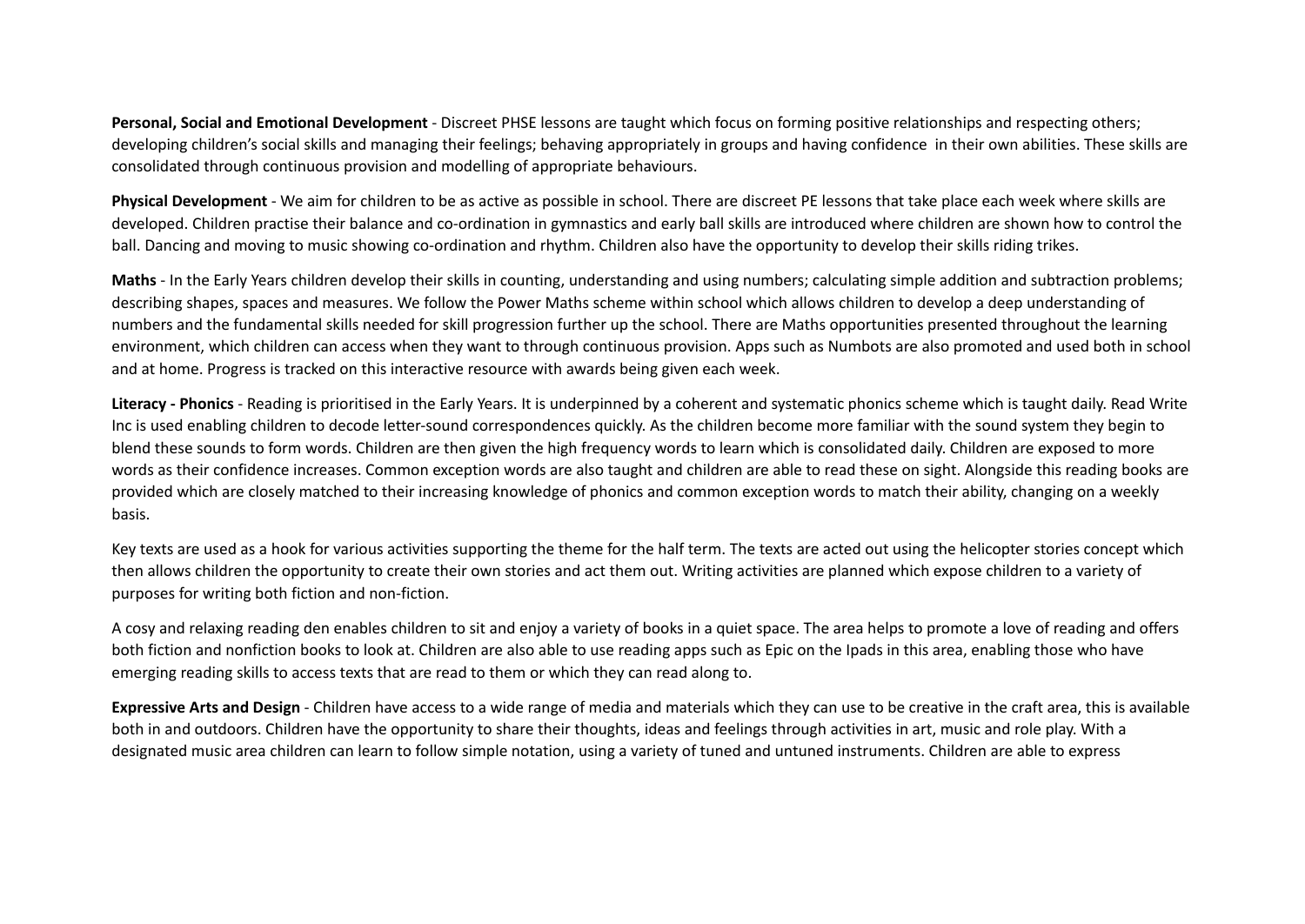**Personal, Social and Emotional Development** - Discreet PHSE lessons are taught which focus on forming positive relationships and respecting others; developing children's social skills and managing their feelings; behaving appropriately in groups and having confidence  in their own abilities. These skills are consolidated through continuous provision and modelling of appropriate behaviours.

**Physical Development** - We aim for children to be as active as possible in school. There are discreet PE lessons that take place each week where skills are developed. Children practise their balance and co-ordination in gymnastics and early ball skills are introduced where children are shown how to control the ball. Dancing and moving to music showing co-ordination and rhythm. Children also have the opportunity to develop their skills riding trikes.

**Maths** - In the Early Years children develop their skills in counting, understanding and using numbers; calculating simple addition and subtraction problems; describing shapes, spaces and measures. We follow the Power Maths scheme within school which allows children to develop a deep understanding of numbers and the fundamental skills needed for skill progression further up the school. There are Maths opportunities presented throughout the learning environment, which children can access when they want to through continuous provision. Apps such as Numbots are also promoted and used both in school and at home. Progress is tracked on this interactive resource with awards being given each week.

**Literacy - Phonics** - Reading is prioritised in the Early Years. It is underpinned by a coherent and systematic phonics scheme which is taught daily. Read Write Inc is used enabling children to decode letter-sound correspondences quickly. As the children become more familiar with the sound system they begin to blend these sounds to form words. Children are then given the high frequency words to learn which is consolidated daily. Children are exposed to more words as their confidence increases. Common exception words are also taught and children are able to read these on sight. Alongside this reading books are provided which are closely matched to their increasing knowledge of phonics and common exception words to match their ability, changing on a weekly basis.

Key texts are used as a hook for various activities supporting the theme for the half term. The texts are acted out using the helicopter stories concept which then allows children the opportunity to create their own stories and act them out. Writing activities are planned which expose children to a variety of purposes for writing both fiction and non-fiction.

A cosy and relaxing reading den enables children to sit and enjoy a variety of books in a quiet space. The area helps to promote a love of reading and offers both fiction and nonfiction books to look at. Children are also able to use reading apps such as Epic on the Ipads in this area, enabling those who have emerging reading skills to access texts that are read to them or which they can read along to.

**Expressive Arts and Design** - Children have access to a wide range of media and materials which they can use to be creative in the craft area, this is available both in and outdoors. Children have the opportunity to share their thoughts, ideas and feelings through activities in art, music and role play. With a designated music area children can learn to follow simple notation, using a variety of tuned and untuned instruments. Children are able to express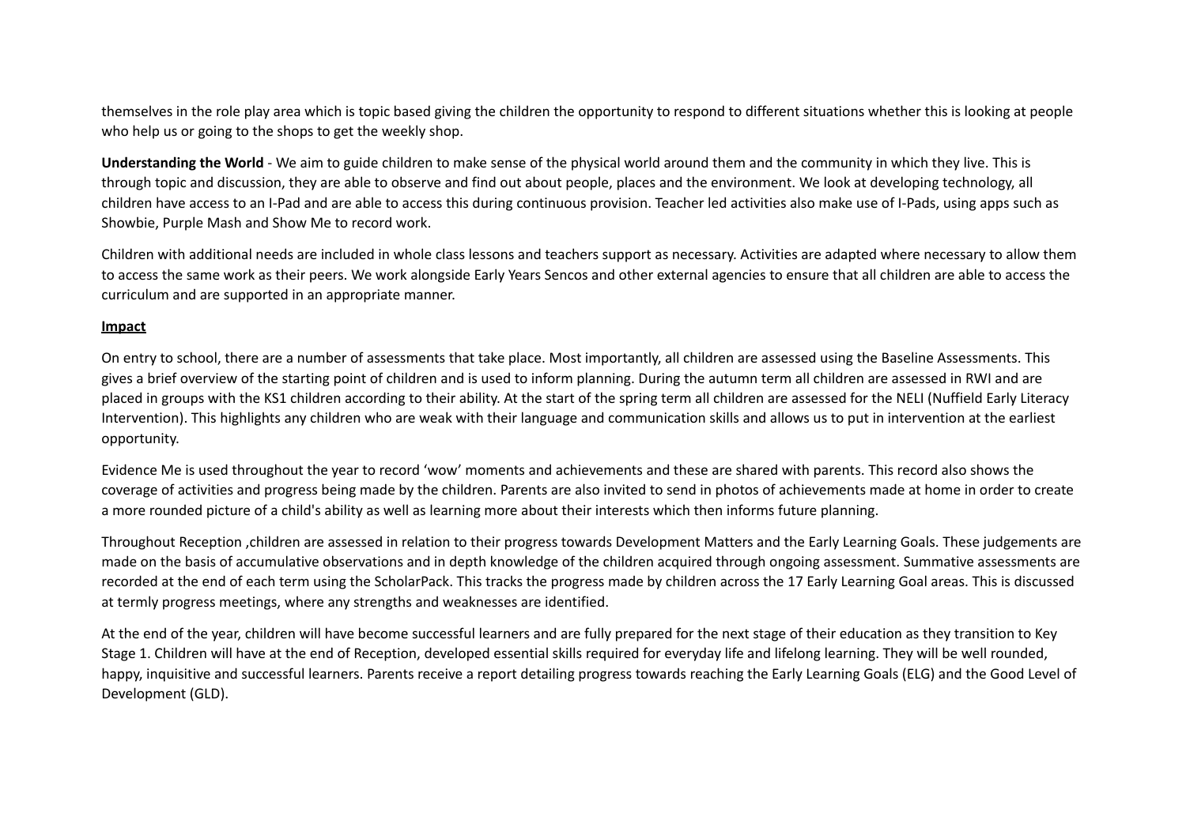themselves in the role play area which is topic based giving the children the opportunity to respond to different situations whether this is looking at people who help us or going to the shops to get the weekly shop.

**Understanding the World** - We aim to guide children to make sense of the physical world around them and the community in which they live. This is through topic and discussion, they are able to observe and find out about people, places and the environment. We look at developing technology, all children have access to an I-Pad and are able to access this during continuous provision. Teacher led activities also make use of I-Pads, using apps such as Showbie, Purple Mash and Show Me to record work.

Children with additional needs are included in whole class lessons and teachers support as necessary. Activities are adapted where necessary to allow them to access the same work as their peers. We work alongside Early Years Sencos and other external agencies to ensure that all children are able to access the curriculum and are supported in an appropriate manner.

**Impact**

On entry to school, there are a number of assessments that take place. Most importantly, all children are assessed using the Baseline Assessments. This gives a brief overview of the starting point of children and is used to inform planning. During the autumn term all children are assessed in RWI and are placed in groups with the KS1 children according to their ability. At the start of the spring term all children are assessed for the NELI (Nuffield Early Literacy Intervention). This highlights any children who are weak with their language and communication skills and allows us to put in intervention at the earliest opportunity.

Evidence Me is used throughout the year to record 'wow' moments and achievements and these are shared with parents. This record also shows the coverage of activities and progress being made by the children. Parents are also invited to send in photos of achievements made at home in order to create a more rounded picture of a child's ability as well as learning more about their interests which then informs future planning.

Throughout Reception ,children are assessed in relation to their progress towards Development Matters and the Early Learning Goals. These judgements are made on the basis of accumulative observations and in depth knowledge of the children acquired through ongoing assessment. Summative assessments are recorded at the end of each term using the ScholarPack. This tracks the progress made by children across the 17 Early Learning Goal areas. This is discussed at termly progress meetings, where any strengths and weaknesses are identified.

At the end of the year, children will have become successful learners and are fully prepared for the next stage of their education as they transition to Key Stage 1. Children will have at the end of Reception, developed essential skills required for everyday life and lifelong learning. They will be well rounded, happy, inquisitive and successful learners. Parents receive a report detailing progress towards reaching the Early Learning Goals (ELG) and the Good Level of Development (GLD).